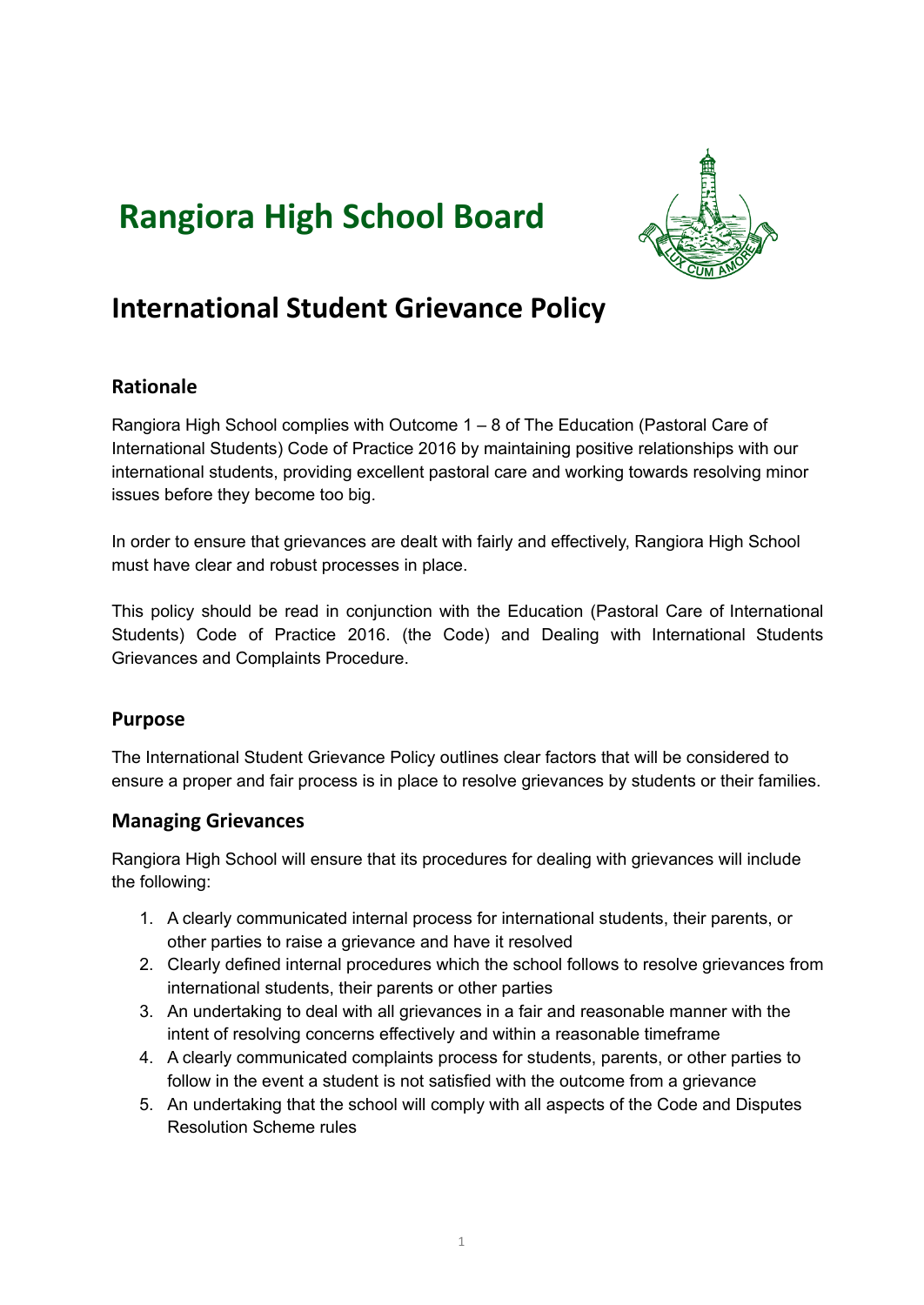# Rangiora High School Board

## International Student Grievance Policy

### Rationale

Rangiora High School complies with Outcome 1 – 8 of The Education (Pastoral Care of International Students) Code of Practice 2016 by maintaining positive relationships with our international students, providing excellent pastoral care and working towards resolving minor issues before they become too big.

In order to ensure that grievances are dealt with fairly and effectively, Rangiora High School must have clear and robust processes in place.

This policy should be read in conjunction with the Education (Pastoral Care of International Students) Code of Practice 2016. (the Code) and Dealing with International Students Grievances and Complaints Procedure.

### Purpose

The International Student Grievance Policy outlines clear factors that will be considered to ensure a proper and fair process is in place to resolve grievances by students or their families.

### Managing Grievances

Rangiora High School will ensure that its procedures for dealing with grievances will include the following:

1. A clearly communicated internal process for international students, their parents, or other parties to raise a grievance and have it resolved
2. Clearly defined internal procedures which the school follows to resolve grievances from international students, their parents or other parties
3. An undertaking to deal with all grievances in a fair and reasonable manner with the intent of resolving concerns effectively and within a reasonable timeframe
4. A clearly communicated complaints process for students, parents, or other parties to follow in the event a student is not satisfied with the outcome from a grievance
5. An undertaking that the school will comply with all aspects of the Code and Disputes Resolution Scheme rules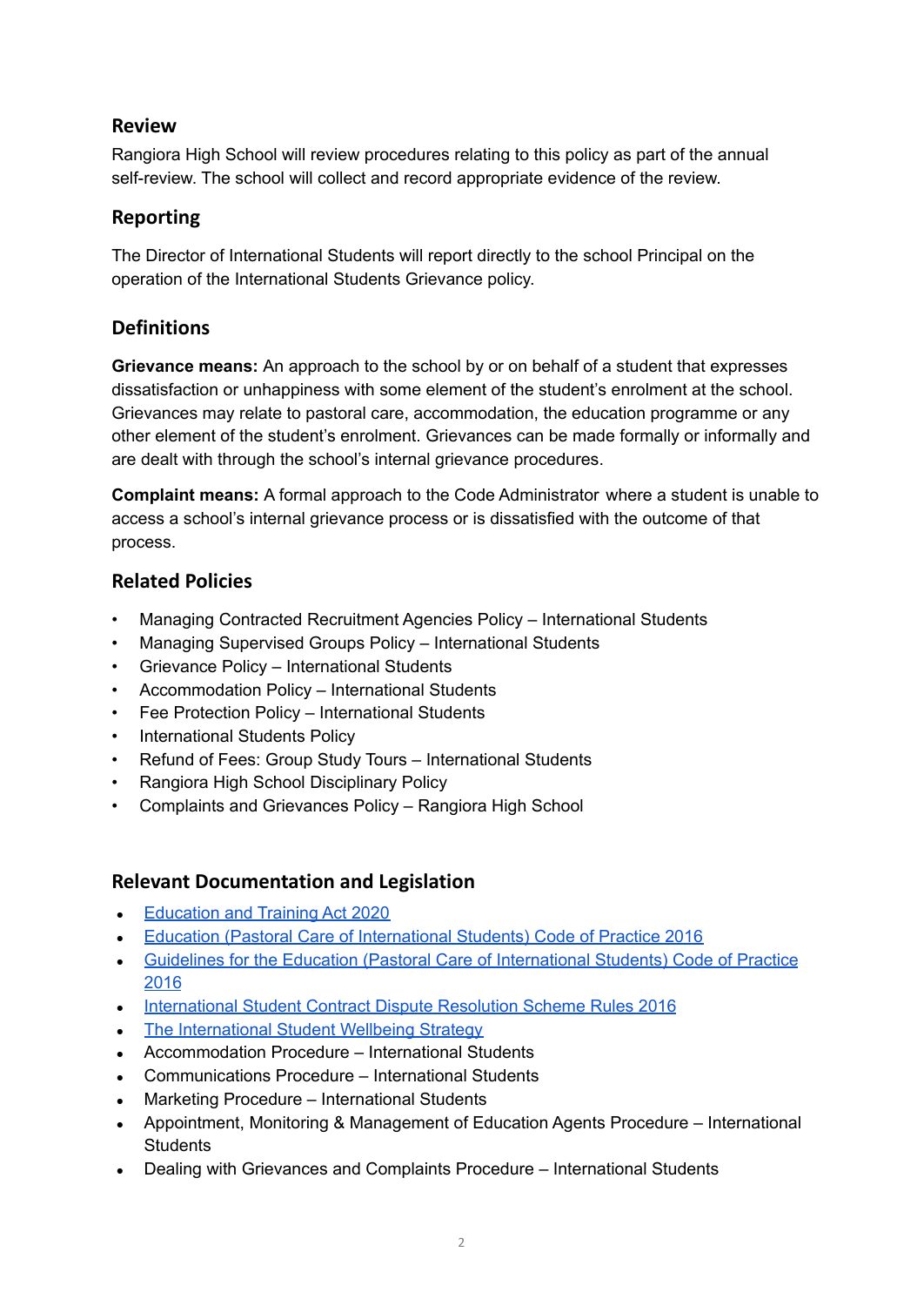## Review

Rangiora High School will review procedures relating to this policy as part of the annual self-review. The school will collect and record appropriate evidence of the review.

## Reporting

The Director of International Students will report directly to the school Principal on the operation of the International Students Grievance policy.

## Definitions

**Grievance means:** An approach to the school by or on behalf of a student that expresses dissatisfaction or unhappiness with some element of the student's enrolment at the school. Grievances may relate to pastoral care, accommodation, the education programme or any other element of the student's enrolment. Grievances can be made formally or informally and are dealt with through the school's internal grievance procedures.

**Complaint means:** A formal approach to the Code Administrator where a student is unable to access a school's internal grievance process or is dissatisfied with the outcome of that process.

## Related Policies

- Managing Contracted Recruitment Agencies Policy – International Students
- Managing Supervised Groups Policy – International Students
- Grievance Policy – International Students
- Accommodation Policy – International Students
- Fee Protection Policy – International Students
- International Students Policy
- Refund of Fees: Group Study Tours – International Students
- Rangiora High School Disciplinary Policy
- Complaints and Grievances Policy – Rangiora High School

## Relevant Documentation and Legislation

- Education and Training Act 2020
- Education (Pastoral Care of International Students) Code of Practice 2016
- Guidelines for the Education (Pastoral Care of International Students) Code of Practice 2016
- International Student Contract Dispute Resolution Scheme Rules 2016
- The International Student Wellbeing Strategy
- Accommodation Procedure – International Students
- Communications Procedure – International Students
- Marketing Procedure – International Students
- Appointment, Monitoring & Management of Education Agents Procedure – International Students
- Dealing with Grievances and Complaints Procedure – International Students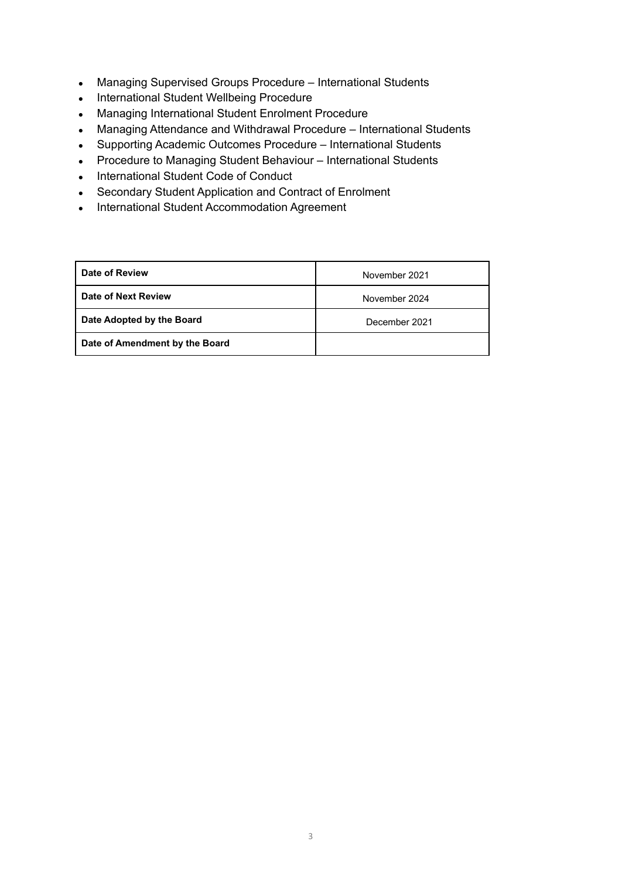- Managing Supervised Groups Procedure – International Students
- International Student Wellbeing Procedure
- Managing International Student Enrolment Procedure
- Managing Attendance and Withdrawal Procedure – International Students
- Supporting Academic Outcomes Procedure – International Students
- Procedure to Managing Student Behaviour – International Students
- International Student Code of Conduct
- Secondary Student Application and Contract of Enrolment
- International Student Accommodation Agreement

| | |
|---|---|
| **Date of Review** | November 2021 |
| **Date of Next Review** | November 2024 |
| **Date Adopted by the Board** | December 2021 |
| **Date of Amendment by the Board** | |